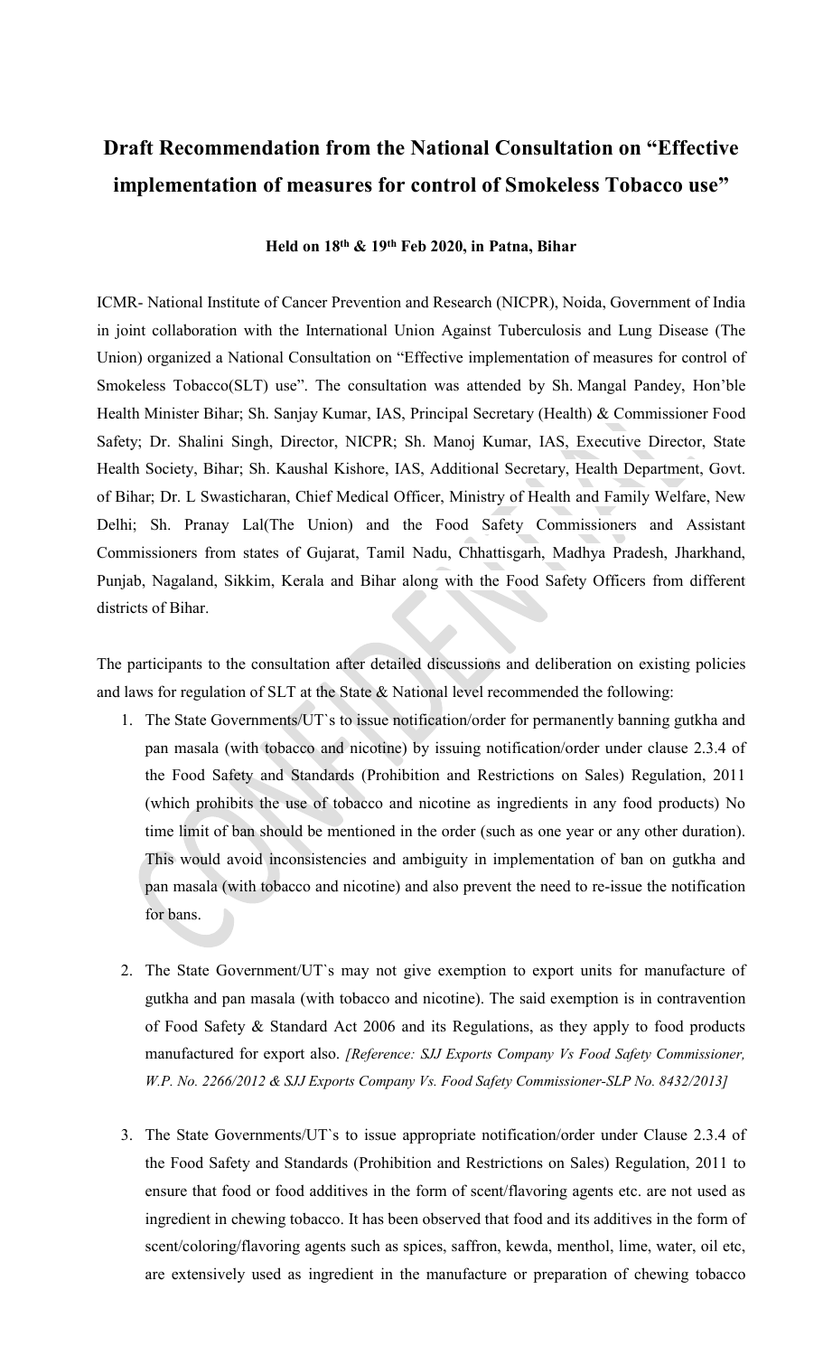# Draft Recommendation from the National Consultation on "Effective implementation of measures for control of Smokeless Tobacco use"

**Held on 18th & 19th Feb 2020, in Patna, Bihar**

ICMR- National Institute of Cancer Prevention and Research (NICPR), Noida, Government of India in joint collaboration with the International Union Against Tuberculosis and Lung Disease (The Union) organized a National Consultation on "Effective implementation of measures for control of Smokeless Tobacco(SLT) use". The consultation was attended by Sh. Mangal Pandey, Hon'ble Health Minister Bihar; Sh. Sanjay Kumar, IAS, Principal Secretary (Health) & Commissioner Food Safety; Dr. Shalini Singh, Director, NICPR; Sh. Manoj Kumar, IAS, Executive Director, State Health Society, Bihar; Sh. Kaushal Kishore, IAS, Additional Secretary, Health Department, Govt. of Bihar; Dr. L Swasticharan, Chief Medical Officer, Ministry of Health and Family Welfare, New Delhi; Sh. Pranay Lal(The Union) and the Food Safety Commissioners and Assistant Commissioners from states of Gujarat, Tamil Nadu, Chhattisgarh, Madhya Pradesh, Jharkhand, Punjab, Nagaland, Sikkim, Kerala and Bihar along with the Food Safety Officers from different districts of Bihar.

The participants to the consultation after detailed discussions and deliberation on existing policies and laws for regulation of SLT at the State & National level recommended the following:

1. The State Governments/UT`s to issue notification/order for permanently banning gutkha and pan masala (with tobacco and nicotine) by issuing notification/order under clause 2.3.4 of the Food Safety and Standards (Prohibition and Restrictions on Sales) Regulation, 2011 (which prohibits the use of tobacco and nicotine as ingredients in any food products) No time limit of ban should be mentioned in the order (such as one year or any other duration). This would avoid inconsistencies and ambiguity in implementation of ban on gutkha and pan masala (with tobacco and nicotine) and also prevent the need to re-issue the notification for bans.

2. The State Government/UT`s may not give exemption to export units for manufacture of gutkha and pan masala (with tobacco and nicotine). The said exemption is in contravention of Food Safety & Standard Act 2006 and its Regulations, as they apply to food products manufactured for export also. *[Reference: SJJ Exports Company Vs Food Safety Commissioner, W.P. No. 2266/2012 & SJJ Exports Company Vs. Food Safety Commissioner-SLP No. 8432/2013]*

3. The State Governments/UT`s to issue appropriate notification/order under Clause 2.3.4 of the Food Safety and Standards (Prohibition and Restrictions on Sales) Regulation, 2011 to ensure that food or food additives in the form of scent/flavoring agents etc. are not used as ingredient in chewing tobacco. It has been observed that food and its additives in the form of scent/coloring/flavoring agents such as spices, saffron, kewda, menthol, lime, water, oil etc, are extensively used as ingredient in the manufacture or preparation of chewing tobacco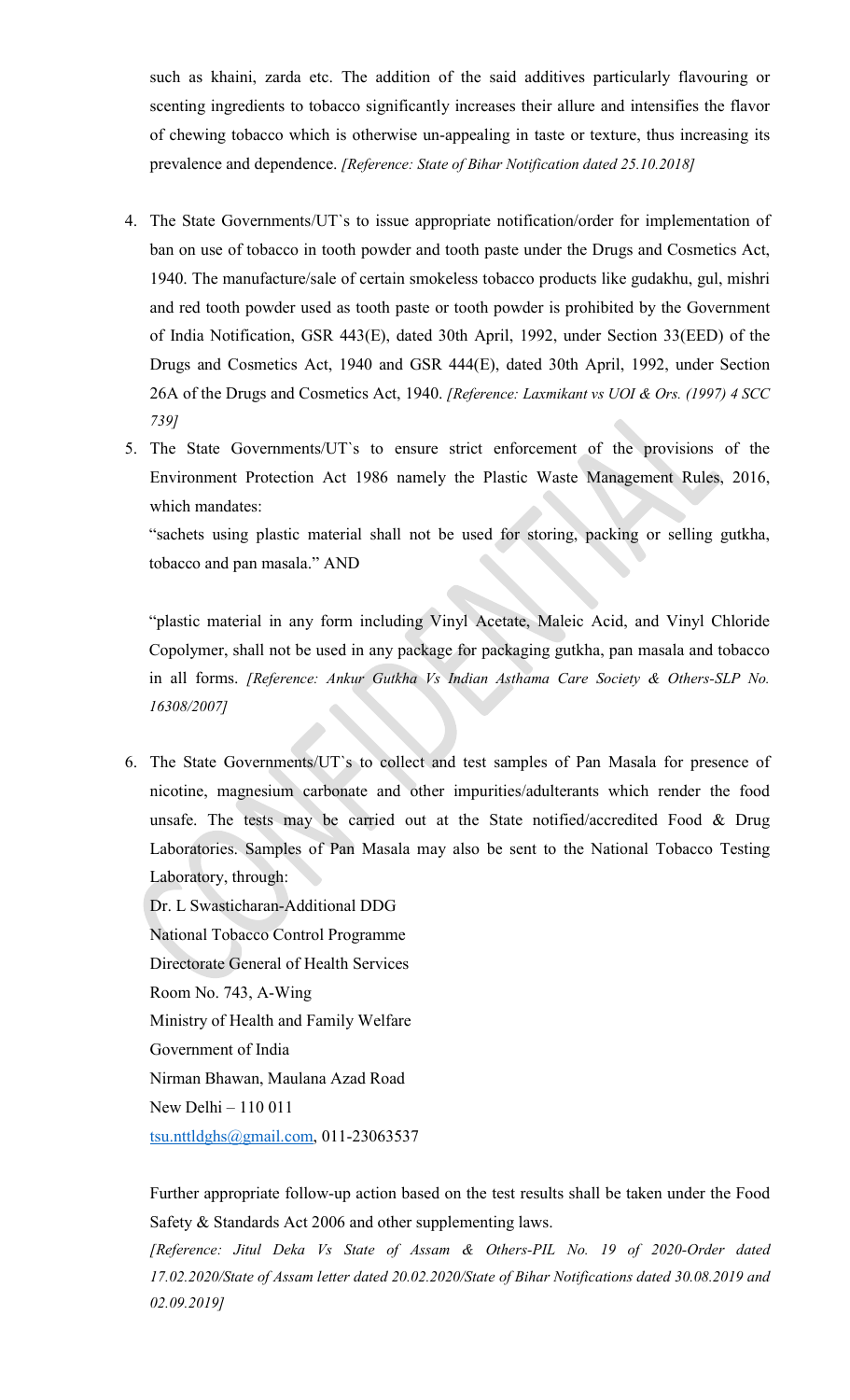such as khaini, zarda etc. The addition of the said additives particularly flavouring or scenting ingredients to tobacco significantly increases their allure and intensifies the flavor of chewing tobacco which is otherwise un-appealing in taste or texture, thus increasing its prevalence and dependence. *[Reference: State of Bihar Notification dated 25.10.2018]*

4. The State Governments/UT`s to issue appropriate notification/order for implementation of ban on use of tobacco in tooth powder and tooth paste under the Drugs and Cosmetics Act, 1940. The manufacture/sale of certain smokeless tobacco products like gudakhu, gul, mishri and red tooth powder used as tooth paste or tooth powder is prohibited by the Government of India Notification, GSR 443(E), dated 30th April, 1992, under Section 33(EED) of the Drugs and Cosmetics Act, 1940 and GSR 444(E), dated 30th April, 1992, under Section 26A of the Drugs and Cosmetics Act, 1940. *[Reference: Laxmikant vs UOI & Ors. (1997) 4 SCC 739]*

5. The State Governments/UT`s to ensure strict enforcement of the provisions of the Environment Protection Act 1986 namely the Plastic Waste Management Rules, 2016, which mandates:

   "sachets using plastic material shall not be used for storing, packing or selling gutkha, tobacco and pan masala." AND

   "plastic material in any form including Vinyl Acetate, Maleic Acid, and Vinyl Chloride Copolymer, shall not be used in any package for packaging gutkha, pan masala and tobacco in all forms. *[Reference: Ankur Gutkha Vs Indian Asthama Care Society & Others-SLP No. 16308/2007]*

6. The State Governments/UT`s to collect and test samples of Pan Masala for presence of nicotine, magnesium carbonate and other impurities/adulterants which render the food unsafe. The tests may be carried out at the State notified/accredited Food & Drug Laboratories. Samples of Pan Masala may also be sent to the National Tobacco Testing Laboratory, through:

   Dr. L Swasticharan-Additional DDG
   National Tobacco Control Programme
   Directorate General of Health Services
   Room No. 743, A-Wing
   Ministry of Health and Family Welfare
   Government of India
   Nirman Bhawan, Maulana Azad Road
   New Delhi – 110 011
   tsu.nttldghs@gmail.com, 011-23063537

   Further appropriate follow-up action based on the test results shall be taken under the Food Safety & Standards Act 2006 and other supplementing laws.

   *[Reference: Jitul Deka Vs State of Assam & Others-PIL No. 19 of 2020-Order dated 17.02.2020/State of Assam letter dated 20.02.2020/State of Bihar Notifications dated 30.08.2019 and 02.09.2019]*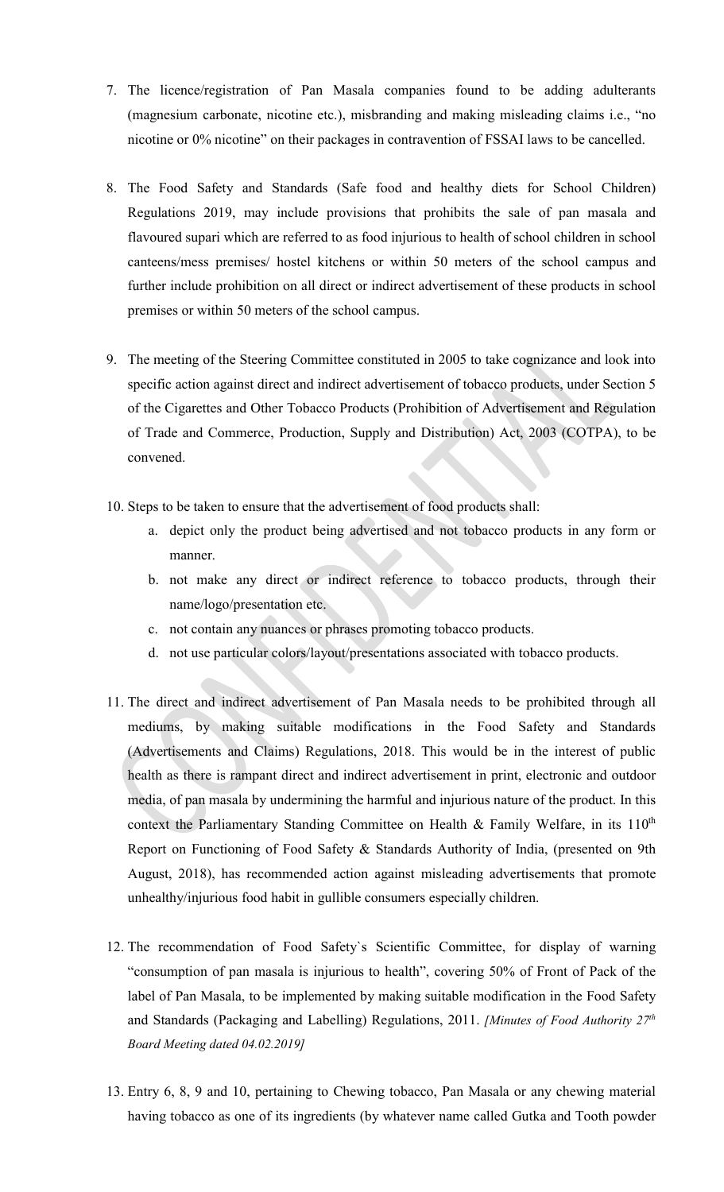7. The licence/registration of Pan Masala companies found to be adding adulterants (magnesium carbonate, nicotine etc.), misbranding and making misleading claims i.e., "no nicotine or 0% nicotine" on their packages in contravention of FSSAI laws to be cancelled.

8. The Food Safety and Standards (Safe food and healthy diets for School Children) Regulations 2019, may include provisions that prohibits the sale of pan masala and flavoured supari which are referred to as food injurious to health of school children in school canteens/mess premises/ hostel kitchens or within 50 meters of the school campus and further include prohibition on all direct or indirect advertisement of these products in school premises or within 50 meters of the school campus.

9. The meeting of the Steering Committee constituted in 2005 to take cognizance and look into specific action against direct and indirect advertisement of tobacco products, under Section 5 of the Cigarettes and Other Tobacco Products (Prohibition of Advertisement and Regulation of Trade and Commerce, Production, Supply and Distribution) Act, 2003 (COTPA), to be convened.

10. Steps to be taken to ensure that the advertisement of food products shall:
    a. depict only the product being advertised and not tobacco products in any form or manner.
    b. not make any direct or indirect reference to tobacco products, through their name/logo/presentation etc.
    c. not contain any nuances or phrases promoting tobacco products.
    d. not use particular colors/layout/presentations associated with tobacco products.

11. The direct and indirect advertisement of Pan Masala needs to be prohibited through all mediums, by making suitable modifications in the Food Safety and Standards (Advertisements and Claims) Regulations, 2018. This would be in the interest of public health as there is rampant direct and indirect advertisement in print, electronic and outdoor media, of pan masala by undermining the harmful and injurious nature of the product. In this context the Parliamentary Standing Committee on Health & Family Welfare, in its 110th Report on Functioning of Food Safety & Standards Authority of India, (presented on 9th August, 2018), has recommended action against misleading advertisements that promote unhealthy/injurious food habit in gullible consumers especially children.

12. The recommendation of Food Safety`s Scientific Committee, for display of warning "consumption of pan masala is injurious to health", covering 50% of Front of Pack of the label of Pan Masala, to be implemented by making suitable modification in the Food Safety and Standards (Packaging and Labelling) Regulations, 2011. *[Minutes of Food Authority 27th Board Meeting dated 04.02.2019]*

13. Entry 6, 8, 9 and 10, pertaining to Chewing tobacco, Pan Masala or any chewing material having tobacco as one of its ingredients (by whatever name called Gutka and Tooth powder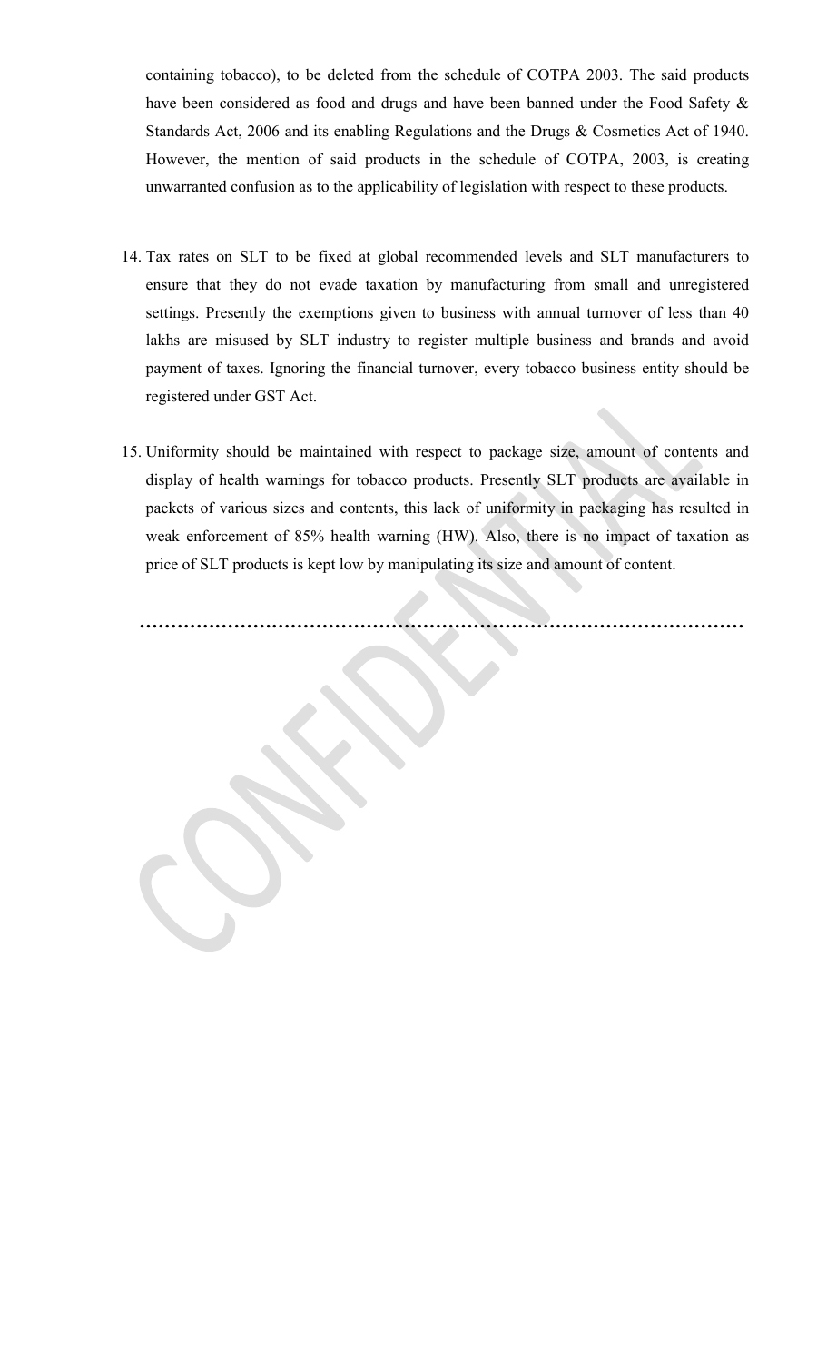containing tobacco), to be deleted from the schedule of COTPA 2003. The said products have been considered as food and drugs and have been banned under the Food Safety & Standards Act, 2006 and its enabling Regulations and the Drugs & Cosmetics Act of 1940. However, the mention of said products in the schedule of COTPA, 2003, is creating unwarranted confusion as to the applicability of legislation with respect to these products.

14. Tax rates on SLT to be fixed at global recommended levels and SLT manufacturers to ensure that they do not evade taxation by manufacturing from small and unregistered settings. Presently the exemptions given to business with annual turnover of less than 40 lakhs are misused by SLT industry to register multiple business and brands and avoid payment of taxes. Ignoring the financial turnover, every tobacco business entity should be registered under GST Act.

15. Uniformity should be maintained with respect to package size, amount of contents and display of health warnings for tobacco products. Presently SLT products are available in packets of various sizes and contents, this lack of uniformity in packaging has resulted in weak enforcement of 85% health warning (HW). Also, there is no impact of taxation as price of SLT products is kept low by manipulating its size and amount of content.

..........................................................................................